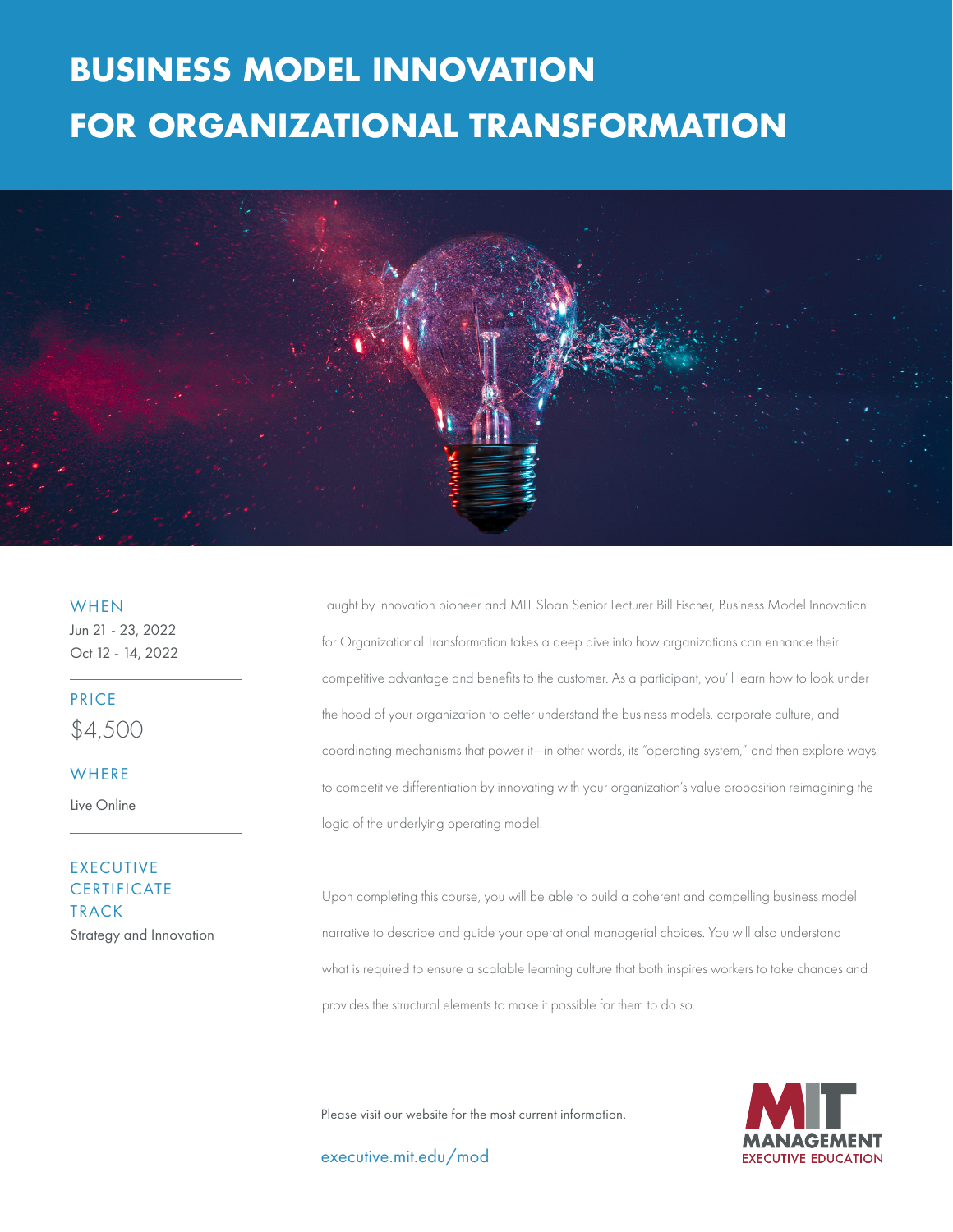# BUSINESS MODEL INNOVATION FOR ORGANIZATIONAL TRANSFORMATION

**WHEN**

Jun 21 - 23, 2022
Oct 12 - 14, 2022

**PRICE**

$4,500

**WHERE**

Live Online

**EXECUTIVE CERTIFICATE TRACK**

Strategy and Innovation

Taught by innovation pioneer and MIT Sloan Senior Lecturer Bill Fischer, Business Model Innovation for Organizational Transformation takes a deep dive into how organizations can enhance their competitive advantage and benefits to the customer. As a participant, you'll learn how to look under the hood of your organization to better understand the business models, corporate culture, and coordinating mechanisms that power it—in other words, its "operating system," and then explore ways to competitive differentiation by innovating with your organization's value proposition reimagining the logic of the underlying operating model.

Upon completing this course, you will be able to build a coherent and compelling business model narrative to describe and guide your operational managerial choices. You will also understand what is required to ensure a scalable learning culture that both inspires workers to take chances and provides the structural elements to make it possible for them to do so.

Please visit our website for the most current information.

executive.mit.edu/mod

MIT MANAGEMENT EXECUTIVE EDUCATION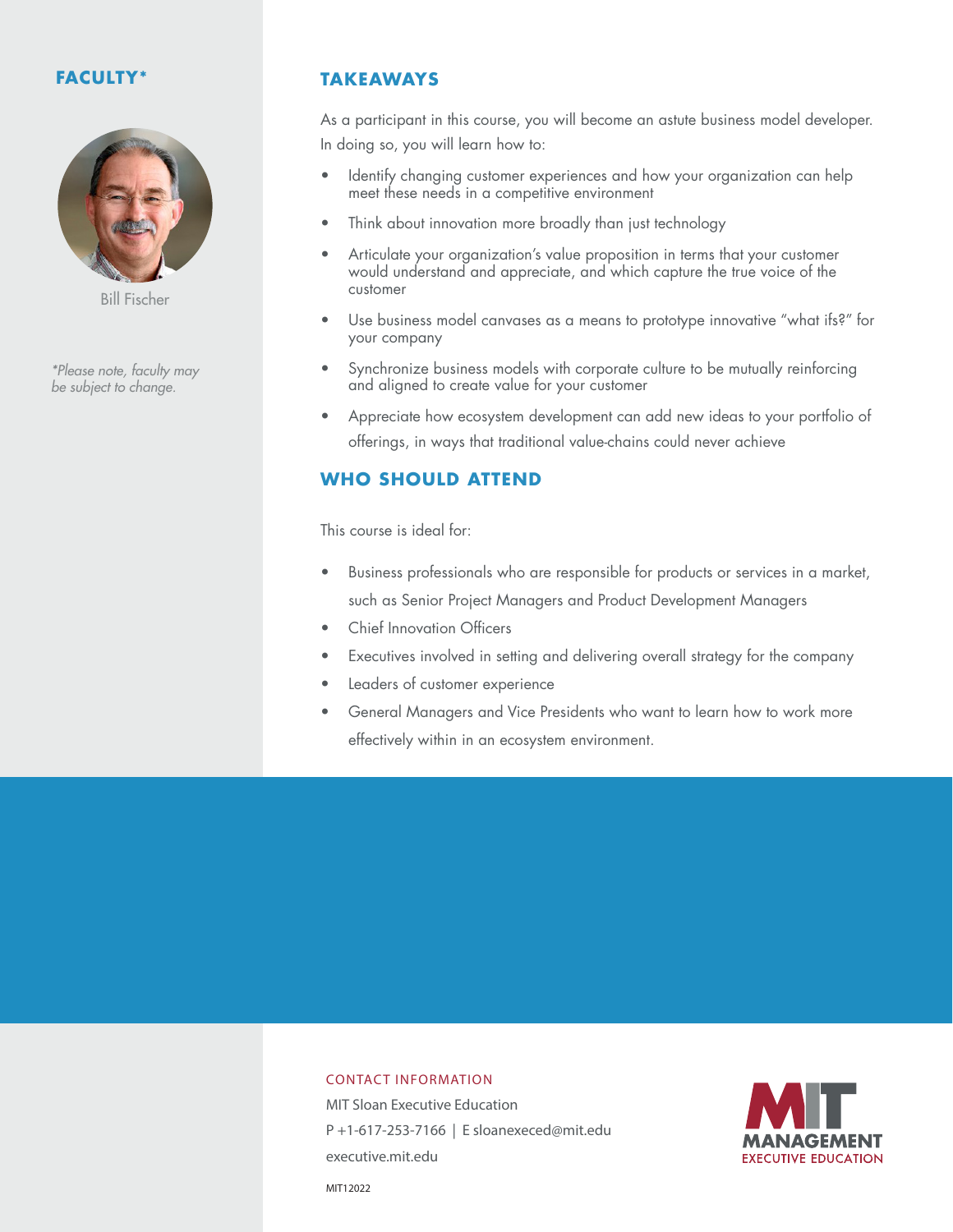## FACULTY*

Bill Fischer

*\*Please note, faculty may be subject to change.*

## TAKEAWAYS

As a participant in this course, you will become an astute business model developer. In doing so, you will learn how to:

- Identify changing customer experiences and how your organization can help meet these needs in a competitive environment
- Think about innovation more broadly than just technology
- Articulate your organization's value proposition in terms that your customer would understand and appreciate, and which capture the true voice of the customer
- Use business model canvases as a means to prototype innovative "what ifs?" for your company
- Synchronize business models with corporate culture to be mutually reinforcing and aligned to create value for your customer
- Appreciate how ecosystem development can add new ideas to your portfolio of offerings, in ways that traditional value-chains could never achieve

## WHO SHOULD ATTEND

This course is ideal for:

- Business professionals who are responsible for products or services in a market, such as Senior Project Managers and Product Development Managers
- Chief Innovation Officers
- Executives involved in setting and delivering overall strategy for the company
- Leaders of customer experience
- General Managers and Vice Presidents who want to learn how to work more effectively within in an ecosystem environment.

CONTACT INFORMATION

MIT Sloan Executive Education

P +1-617-253-7166 | E sloanexeced@mit.edu

executive.mit.edu

MIT MANAGEMENT EXECUTIVE EDUCATION

MIT12022